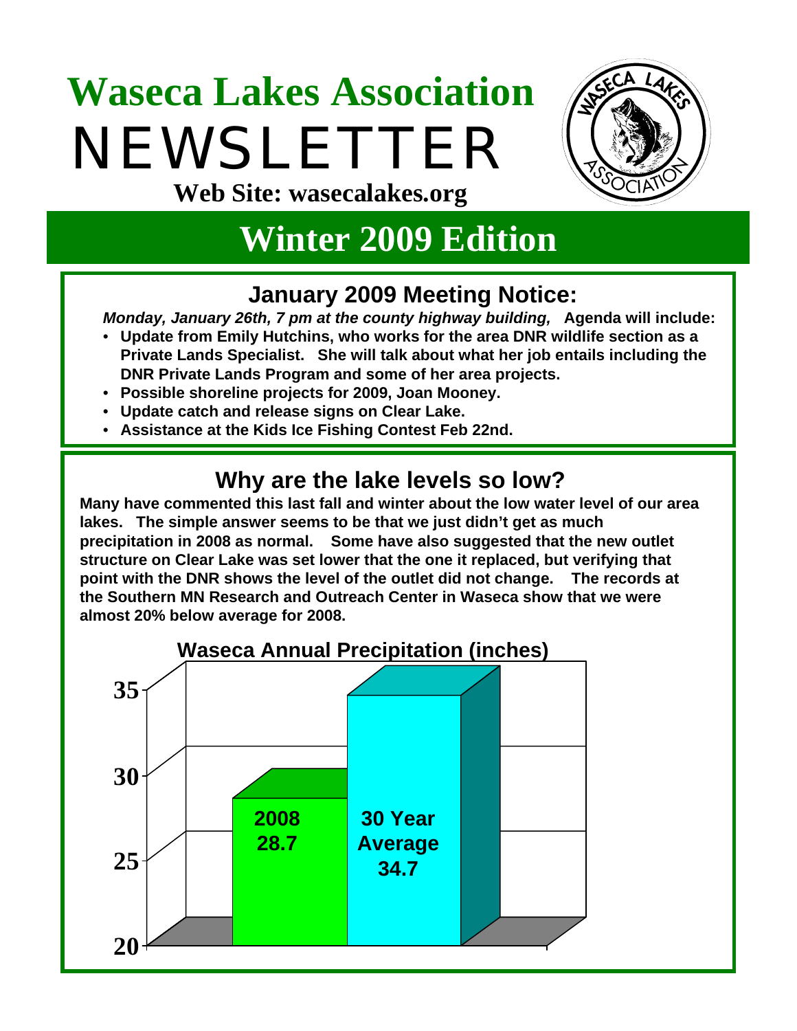# Waseca Lakes Association NEWSLETTER

**Web Site: wasecalakes.org**

## Winter 2009 Edition

### January 2009 Meeting Notice:

***Monday, January 26th, 7 pm at the county highway building,*** **Agenda will include:**

- **Update from Emily Hutchins, who works for the area DNR wildlife section as a Private Lands Specialist. She will talk about what her job entails including the DNR Private Lands Program and some of her area projects.**
- **Possible shoreline projects for 2009, Joan Mooney.**
- **Update catch and release signs on Clear Lake.**
- **Assistance at the Kids Ice Fishing Contest Feb 22nd.**

### Why are the lake levels so low?

**Many have commented this last fall and winter about the low water level of our area lakes. The simple answer seems to be that we just didn't get as much precipitation in 2008 as normal. Some have also suggested that the new outlet structure on Clear Lake was set lower that the one it replaced, but verifying that point with the DNR shows the level of the outlet did not change. The records at the Southern MN Research and Outreach Center in Waseca show that we were almost 20% below average for 2008.**

**Waseca Annual Precipitation (inches)**

| Period | Precipitation (inches) |
|---|---|
| 2008 | 28.7 |
| 30 Year Average | 34.7 |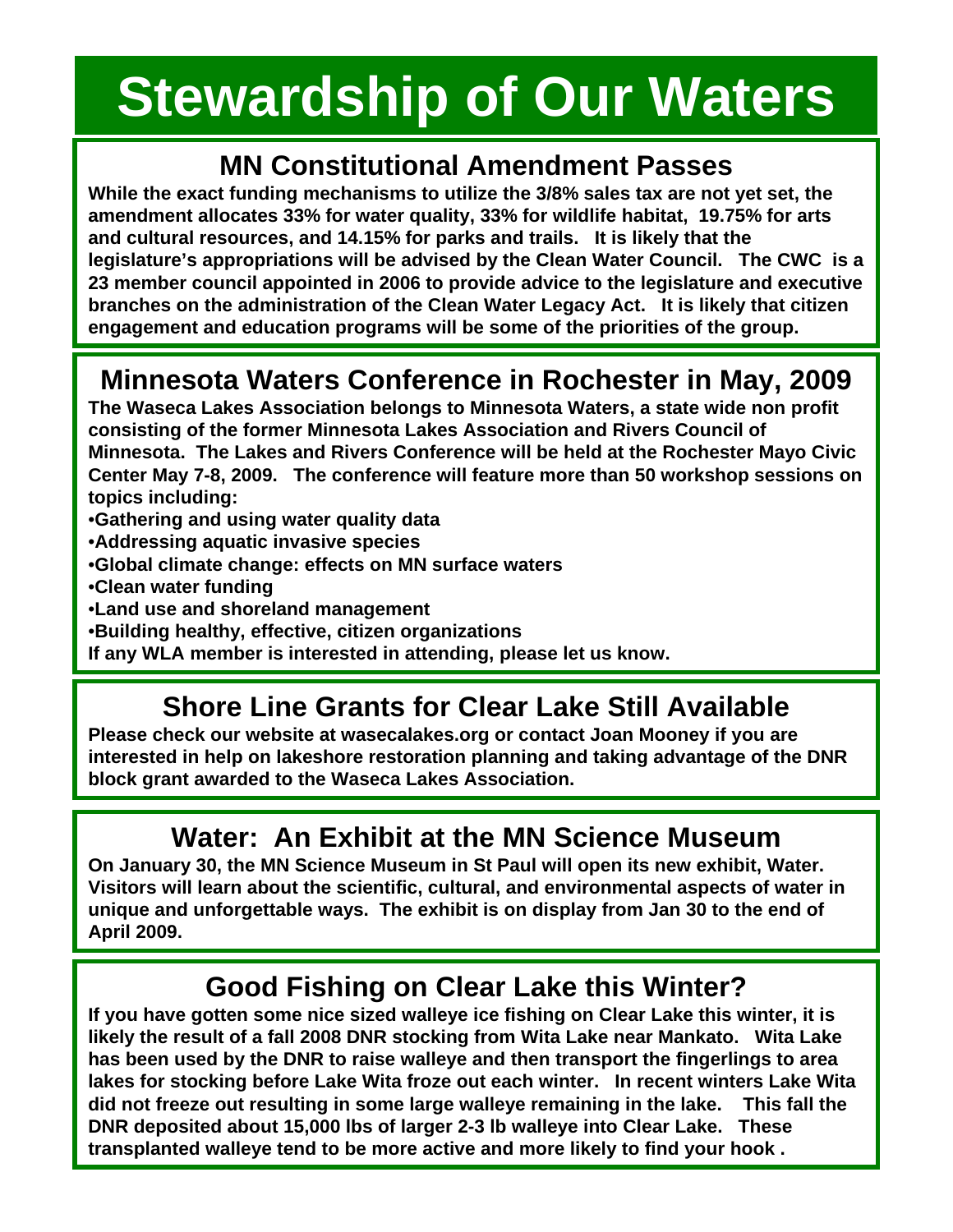# Stewardship of Our Waters

## MN Constitutional Amendment Passes

**While the exact funding mechanisms to utilize the 3/8% sales tax are not yet set, the amendment allocates 33% for water quality, 33% for wildlife habitat, 19.75% for arts and cultural resources, and 14.15% for parks and trails. It is likely that the legislature's appropriations will be advised by the Clean Water Council. The CWC is a 23 member council appointed in 2006 to provide advice to the legislature and executive branches on the administration of the Clean Water Legacy Act. It is likely that citizen engagement and education programs will be some of the priorities of the group.**

## Minnesota Waters Conference in Rochester in May, 2009

**The Waseca Lakes Association belongs to Minnesota Waters, a state wide non profit consisting of the former Minnesota Lakes Association and Rivers Council of Minnesota. The Lakes and Rivers Conference will be held at the Rochester Mayo Civic Center May 7-8, 2009. The conference will feature more than 50 workshop sessions on topics including:**

- **Gathering and using water quality data**
- **Addressing aquatic invasive species**
- **Global climate change: effects on MN surface waters**
- **Clean water funding**
- **Land use and shoreland management**
- **Building healthy, effective, citizen organizations**

**If any WLA member is interested in attending, please let us know.**

## Shore Line Grants for Clear Lake Still Available

**Please check our website at wasecalakes.org or contact Joan Mooney if you are interested in help on lakeshore restoration planning and taking advantage of the DNR block grant awarded to the Waseca Lakes Association.**

## Water: An Exhibit at the MN Science Museum

**On January 30, the MN Science Museum in St Paul will open its new exhibit, Water. Visitors will learn about the scientific, cultural, and environmental aspects of water in unique and unforgettable ways. The exhibit is on display from Jan 30 to the end of April 2009.**

## Good Fishing on Clear Lake this Winter?

**If you have gotten some nice sized walleye ice fishing on Clear Lake this winter, it is likely the result of a fall 2008 DNR stocking from Wita Lake near Mankato. Wita Lake has been used by the DNR to raise walleye and then transport the fingerlings to area lakes for stocking before Lake Wita froze out each winter. In recent winters Lake Wita did not freeze out resulting in some large walleye remaining in the lake. This fall the DNR deposited about 15,000 lbs of larger 2-3 lb walleye into Clear Lake. These transplanted walleye tend to be more active and more likely to find your hook .**